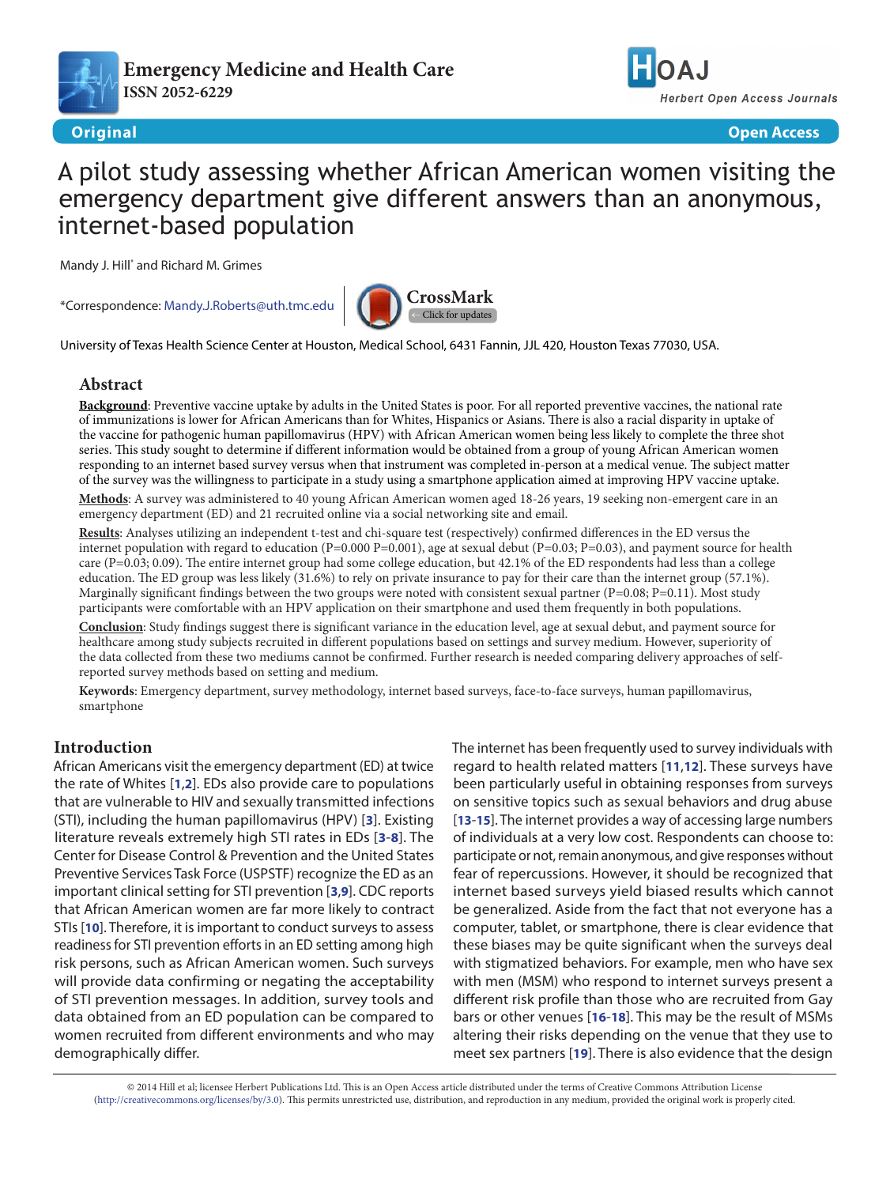Emergency Medicine and Health Care
ISSN 2052-6229

Original | Open Access

# A pilot study assessing whether African American women visiting the emergency department give different answers than an anonymous, internet-based population

Mandy J. Hill* and Richard M. Grimes

*Correspondence: Mandy.J.Roberts@uth.tmc.edu

University of Texas Health Science Center at Houston, Medical School, 6431 Fannin, JJL 420, Houston Texas 77030, USA.

## Abstract

**Background**: Preventive vaccine uptake by adults in the United States is poor. For all reported preventive vaccines, the national rate of immunizations is lower for African Americans than for Whites, Hispanics or Asians. There is also a racial disparity in uptake of the vaccine for pathogenic human papillomavirus (HPV) with African American women being less likely to complete the three shot series. This study sought to determine if different information would be obtained from a group of young African American women responding to an internet based survey versus when that instrument was completed in-person at a medical venue. The subject matter of the survey was the willingness to participate in a study using a smartphone application aimed at improving HPV vaccine uptake.

**Methods**: A survey was administered to 40 young African American women aged 18-26 years, 19 seeking non-emergent care in an emergency department (ED) and 21 recruited online via a social networking site and email.

**Results**: Analyses utilizing an independent t-test and chi-square test (respectively) confirmed differences in the ED versus the internet population with regard to education (P=0.000 P=0.001), age at sexual debut (P=0.03; P=0.03), and payment source for health care (P=0.03; 0.09). The entire internet group had some college education, but 42.1% of the ED respondents had less than a college education. The ED group was less likely (31.6%) to rely on private insurance to pay for their care than the internet group (57.1%). Marginally significant findings between the two groups were noted with consistent sexual partner (P=0.08; P=0.11). Most study participants were comfortable with an HPV application on their smartphone and used them frequently in both populations.

**Conclusion**: Study findings suggest there is significant variance in the education level, age at sexual debut, and payment source for healthcare among study subjects recruited in different populations based on settings and survey medium. However, superiority of the data collected from these two mediums cannot be confirmed. Further research is needed comparing delivery approaches of self-reported survey methods based on setting and medium.

**Keywords**: Emergency department, survey methodology, internet based surveys, face-to-face surveys, human papillomavirus, smartphone

## Introduction

African Americans visit the emergency department (ED) at twice the rate of Whites [1,2]. EDs also provide care to populations that are vulnerable to HIV and sexually transmitted infections (STI), including the human papillomavirus (HPV) [3]. Existing literature reveals extremely high STI rates in EDs [3-8]. The Center for Disease Control & Prevention and the United States Preventive Services Task Force (USPSTF) recognize the ED as an important clinical setting for STI prevention [3,9]. CDC reports that African American women are far more likely to contract STIs [10]. Therefore, it is important to conduct surveys to assess readiness for STI prevention efforts in an ED setting among high risk persons, such as African American women. Such surveys will provide data confirming or negating the acceptability of STI prevention messages. In addition, survey tools and data obtained from an ED population can be compared to women recruited from different environments and who may demographically differ.

The internet has been frequently used to survey individuals with regard to health related matters [11,12]. These surveys have been particularly useful in obtaining responses from surveys on sensitive topics such as sexual behaviors and drug abuse [13-15]. The internet provides a way of accessing large numbers of individuals at a very low cost. Respondents can choose to: participate or not, remain anonymous, and give responses without fear of repercussions. However, it should be recognized that internet based surveys yield biased results which cannot be generalized. Aside from the fact that not everyone has a computer, tablet, or smartphone, there is clear evidence that these biases may be quite significant when the surveys deal with stigmatized behaviors. For example, men who have sex with men (MSM) who respond to internet surveys present a different risk profile than those who are recruited from Gay bars or other venues [16-18]. This may be the result of MSMs altering their risks depending on the venue that they use to meet sex partners [19]. There is also evidence that the design

© 2014 Hill et al; licensee Herbert Publications Ltd. This is an Open Access article distributed under the terms of Creative Commons Attribution License (http://creativecommons.org/licenses/by/3.0). This permits unrestricted use, distribution, and reproduction in any medium, provided the original work is properly cited.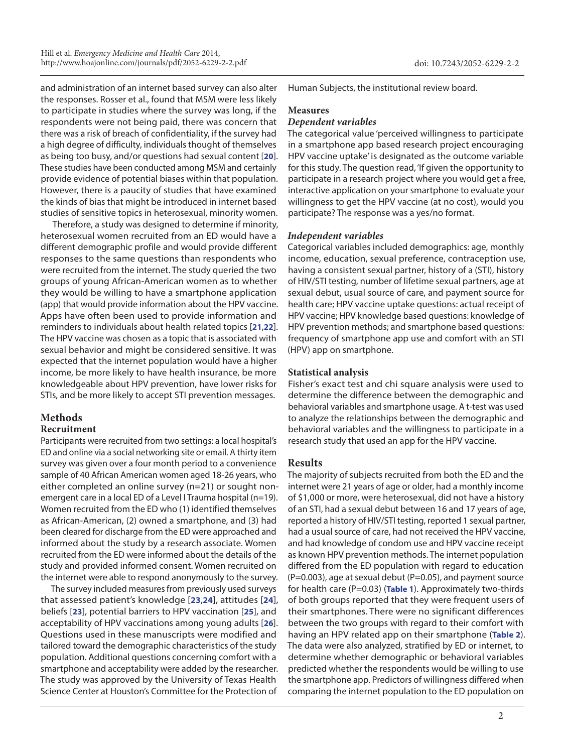and administration of an internet based survey can also alter the responses. Rosser et al., found that MSM were less likely to participate in studies where the survey was long, if the respondents were not being paid, there was concern that there was a risk of breach of confidentiality, if the survey had a high degree of difficulty, individuals thought of themselves as being too busy, and/or questions had sexual content [20]. These studies have been conducted among MSM and certainly provide evidence of potential biases within that population. However, there is a paucity of studies that have examined the kinds of bias that might be introduced in internet based studies of sensitive topics in heterosexual, minority women.

Therefore, a study was designed to determine if minority, heterosexual women recruited from an ED would have a different demographic profile and would provide different responses to the same questions than respondents who were recruited from the internet. The study queried the two groups of young African-American women as to whether they would be willing to have a smartphone application (app) that would provide information about the HPV vaccine. Apps have often been used to provide information and reminders to individuals about health related topics [21,22]. The HPV vaccine was chosen as a topic that is associated with sexual behavior and might be considered sensitive. It was expected that the internet population would have a higher income, be more likely to have health insurance, be more knowledgeable about HPV prevention, have lower risks for STIs, and be more likely to accept STI prevention messages.

## Methods

### Recruitment

Participants were recruited from two settings: a local hospital's ED and online via a social networking site or email. A thirty item survey was given over a four month period to a convenience sample of 40 African American women aged 18-26 years, who either completed an online survey (n=21) or sought non-emergent care in a local ED of a Level I Trauma hospital (n=19). Women recruited from the ED who (1) identified themselves as African-American, (2) owned a smartphone, and (3) had been cleared for discharge from the ED were approached and informed about the study by a research associate. Women recruited from the ED were informed about the details of the study and provided informed consent. Women recruited on the internet were able to respond anonymously to the survey.

The survey included measures from previously used surveys that assessed patient's knowledge [23,24], attitudes [24], beliefs [23], potential barriers to HPV vaccination [25], and acceptability of HPV vaccinations among young adults [26]. Questions used in these manuscripts were modified and tailored toward the demographic characteristics of the study population. Additional questions concerning comfort with a smartphone and acceptability were added by the researcher. The study was approved by the University of Texas Health Science Center at Houston's Committee for the Protection of Human Subjects, the institutional review board.

### Measures

#### *Dependent variables*

The categorical value 'perceived willingness to participate in a smartphone app based research project encouraging HPV vaccine uptake' is designated as the outcome variable for this study. The question read, 'If given the opportunity to participate in a research project where you would get a free, interactive application on your smartphone to evaluate your willingness to get the HPV vaccine (at no cost), would you participate? The response was a yes/no format.

#### *Independent variables*

Categorical variables included demographics: age, monthly income, education, sexual preference, contraception use, having a consistent sexual partner, history of a (STI), history of HIV/STI testing, number of lifetime sexual partners, age at sexual debut, usual source of care, and payment source for health care; HPV vaccine uptake questions: actual receipt of HPV vaccine; HPV knowledge based questions: knowledge of HPV prevention methods; and smartphone based questions: frequency of smartphone app use and comfort with an STI (HPV) app on smartphone.

### Statistical analysis

Fisher's exact test and chi square analysis were used to determine the difference between the demographic and behavioral variables and smartphone usage. A t-test was used to analyze the relationships between the demographic and behavioral variables and the willingness to participate in a research study that used an app for the HPV vaccine.

## Results

The majority of subjects recruited from both the ED and the internet were 21 years of age or older, had a monthly income of $1,000 or more, were heterosexual, did not have a history of an STI, had a sexual debut between 16 and 17 years of age, reported a history of HIV/STI testing, reported 1 sexual partner, had a usual source of care, had not received the HPV vaccine, and had knowledge of condom use and HPV vaccine receipt as known HPV prevention methods. The internet population differed from the ED population with regard to education ($P=0.003$), age at sexual debut ($P=0.05$), and payment source for health care ($P=0.03$) (**Table 1**). Approximately two-thirds of both groups reported that they were frequent users of their smartphones. There were no significant differences between the two groups with regard to their comfort with having an HPV related app on their smartphone (**Table 2**). The data were also analyzed, stratified by ED or internet, to determine whether demographic or behavioral variables predicted whether the respondents would be willing to use the smartphone app. Predictors of willingness differed when comparing the internet population to the ED population on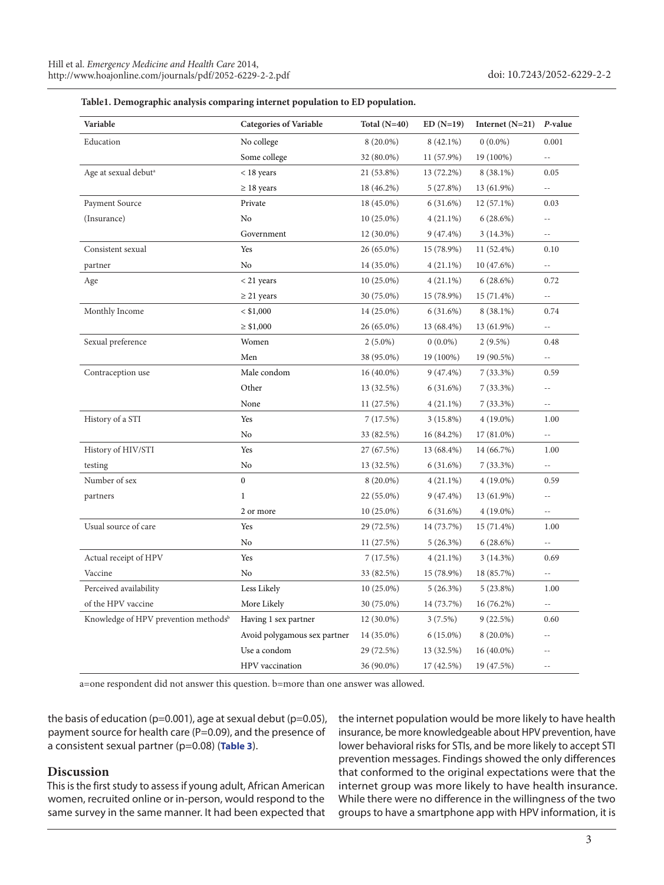**Table1. Demographic analysis comparing internet population to ED population.**

| Variable | Categories of Variable | Total (N=40) | ED (N=19) | Internet (N=21) | *P*-value |
|---|---|---|---|---|---|
| Education | No college | 8 (20.0%) | 8 (42.1%) | 0 (0.0%) | 0.001 |
| | Some college | 32 (80.0%) | 11 (57.9%) | 19 (100%) | -- |
| Age at sexual debut[a] | < 18 years | 21 (53.8%) | 13 (72.2%) | 8 (38.1%) | 0.05 |
| | ≥ 18 years | 18 (46.2%) | 5 (27.8%) | 13 (61.9%) | -- |
| Payment Source (Insurance) | Private | 18 (45.0%) | 6 (31.6%) | 12 (57.1%) | 0.03 |
| | No | 10 (25.0%) | 4 (21.1%) | 6 (28.6%) | -- |
| | Government | 12 (30.0%) | 9 (47.4%) | 3 (14.3%) | -- |
| Consistent sexual partner | Yes | 26 (65.0%) | 15 (78.9%) | 11 (52.4%) | 0.10 |
| | No | 14 (35.0%) | 4 (21.1%) | 10 (47.6%) | -- |
| Age | < 21 years | 10 (25.0%) | 4 (21.1%) | 6 (28.6%) | 0.72 |
| | ≥ 21 years | 30 (75.0%) | 15 (78.9%) | 15 (71.4%) | -- |
| Monthly Income | < $1,000 | 14 (25.0%) | 6 (31.6%) | 8 (38.1%) | 0.74 |
| | ≥ $1,000 | 26 (65.0%) | 13 (68.4%) | 13 (61.9%) | -- |
| Sexual preference | Women | 2 (5.0%) | 0 (0.0%) | 2 (9.5%) | 0.48 |
| | Men | 38 (95.0%) | 19 (100%) | 19 (90.5%) | -- |
| Contraception use | Male condom | 16 (40.0%) | 9 (47.4%) | 7 (33.3%) | 0.59 |
| | Other | 13 (32.5%) | 6 (31.6%) | 7 (33.3%) | -- |
| | None | 11 (27.5%) | 4 (21.1%) | 7 (33.3%) | -- |
| History of a STI | Yes | 7 (17.5%) | 3 (15.8%) | 4 (19.0%) | 1.00 |
| | No | 33 (82.5%) | 16 (84.2%) | 17 (81.0%) | -- |
| History of HIV/STI testing | Yes | 27 (67.5%) | 13 (68.4%) | 14 (66.7%) | 1.00 |
| | No | 13 (32.5%) | 6 (31.6%) | 7 (33.3%) | -- |
| Number of sex partners | 0 | 8 (20.0%) | 4 (21.1%) | 4 (19.0%) | 0.59 |
| | 1 | 22 (55.0%) | 9 (47.4%) | 13 (61.9%) | -- |
| | 2 or more | 10 (25.0%) | 6 (31.6%) | 4 (19.0%) | -- |
| Usual source of care | Yes | 29 (72.5%) | 14 (73.7%) | 15 (71.4%) | 1.00 |
| | No | 11 (27.5%) | 5 (26.3%) | 6 (28.6%) | -- |
| Actual receipt of HPV Vaccine | Yes | 7 (17.5%) | 4 (21.1%) | 3 (14.3%) | 0.69 |
| | No | 33 (82.5%) | 15 (78.9%) | 18 (85.7%) | -- |
| Perceived availability of the HPV vaccine | Less Likely | 10 (25.0%) | 5 (26.3%) | 5 (23.8%) | 1.00 |
| | More Likely | 30 (75.0%) | 14 (73.7%) | 16 (76.2%) | -- |
| Knowledge of HPV prevention methods[b] | Having 1 sex partner | 12 (30.0%) | 3 (7.5%) | 9 (22.5%) | 0.60 |
| | Avoid polygamous sex partner | 14 (35.0%) | 6 (15.0%) | 8 (20.0%) | -- |
| | Use a condom | 29 (72.5%) | 13 (32.5%) | 16 (40.0%) | -- |
| | HPV vaccination | 36 (90.0%) | 17 (42.5%) | 19 (47.5%) | -- |

a=one respondent did not answer this question. b=more than one answer was allowed.

the basis of education (p=0.001), age at sexual debut (p=0.05), payment source for health care (P=0.09), and the presence of a consistent sexual partner (p=0.08) (**Table 3**).

## Discussion

This is the first study to assess if young adult, African American women, recruited online or in-person, would respond to the same survey in the same manner. It had been expected that the internet population would be more likely to have health insurance, be more knowledgeable about HPV prevention, have lower behavioral risks for STIs, and be more likely to accept STI prevention messages. Findings showed the only differences that conformed to the original expectations were that the internet group was more likely to have health insurance. While there were no difference in the willingness of the two groups to have a smartphone app with HPV information, it is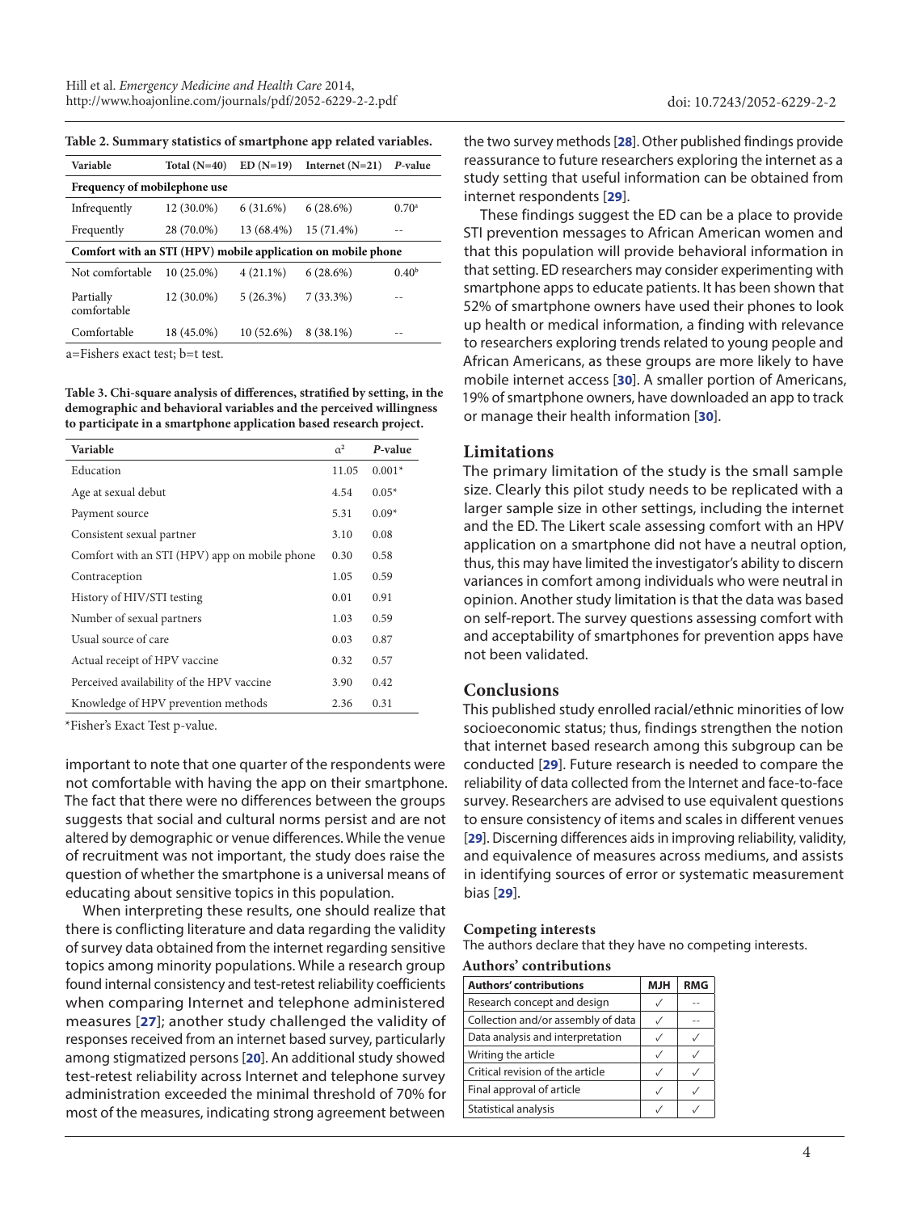**Table 2. Summary statistics of smartphone app related variables.**

| Variable | Total (N=40) | ED (N=19) | Internet (N=21) | *P*-value |
|---|---|---|---|---|
| **Frequency of mobilephone use** | | | | |
| Infrequently | 12 (30.0%) | 6 (31.6%) | 6 (28.6%) | 0.70[a] |
| Frequently | 28 (70.0%) | 13 (68.4%) | 15 (71.4%) | -- |
| **Comfort with an STI (HPV) mobile application on mobile phone** | | | | |
| Not comfortable | 10 (25.0%) | 4 (21.1%) | 6 (28.6%) | 0.40[b] |
| Partially comfortable | 12 (30.0%) | 5 (26.3%) | 7 (33.3%) | -- |
| Comfortable | 18 (45.0%) | 10 (52.6%) | 8 (38.1%) | -- |

a=Fishers exact test; b=t test.

**Table 3. Chi-square analysis of differences, stratified by setting, in the demographic and behavioral variables and the perceived willingness to participate in a smartphone application based research project.**

| Variable | $\alpha^2$ | *P*-value |
|---|---|---|
| Education | 11.05 | 0.001* |
| Age at sexual debut | 4.54 | 0.05* |
| Payment source | 5.31 | 0.09* |
| Consistent sexual partner | 3.10 | 0.08 |
| Comfort with an STI (HPV) app on mobile phone | 0.30 | 0.58 |
| Contraception | 1.05 | 0.59 |
| History of HIV/STI testing | 0.01 | 0.91 |
| Number of sexual partners | 1.03 | 0.59 |
| Usual source of care | 0.03 | 0.87 |
| Actual receipt of HPV vaccine | 0.32 | 0.57 |
| Perceived availability of the HPV vaccine | 3.90 | 0.42 |
| Knowledge of HPV prevention methods | 2.36 | 0.31 |

*Fisher's Exact Test p-value.

important to note that one quarter of the respondents were not comfortable with having the app on their smartphone. The fact that there were no differences between the groups suggests that social and cultural norms persist and are not altered by demographic or venue differences. While the venue of recruitment was not important, the study does raise the question of whether the smartphone is a universal means of educating about sensitive topics in this population.

When interpreting these results, one should realize that there is conflicting literature and data regarding the validity of survey data obtained from the internet regarding sensitive topics among minority populations. While a research group found internal consistency and test-retest reliability coefficients when comparing Internet and telephone administered measures [27]; another study challenged the validity of responses received from an internet based survey, particularly among stigmatized persons [20]. An additional study showed test-retest reliability across Internet and telephone survey administration exceeded the minimal threshold of 70% for most of the measures, indicating strong agreement between the two survey methods [28]. Other published findings provide reassurance to future researchers exploring the internet as a study setting that useful information can be obtained from internet respondents [29].

These findings suggest the ED can be a place to provide STI prevention messages to African American women and that this population will provide behavioral information in that setting. ED researchers may consider experimenting with smartphone apps to educate patients. It has been shown that 52% of smartphone owners have used their phones to look up health or medical information, a finding with relevance to researchers exploring trends related to young people and African Americans, as these groups are more likely to have mobile internet access [30]. A smaller portion of Americans, 19% of smartphone owners, have downloaded an app to track or manage their health information [30].

## Limitations

The primary limitation of the study is the small sample size. Clearly this pilot study needs to be replicated with a larger sample size in other settings, including the internet and the ED. The Likert scale assessing comfort with an HPV application on a smartphone did not have a neutral option, thus, this may have limited the investigator's ability to discern variances in comfort among individuals who were neutral in opinion. Another study limitation is that the data was based on self-report. The survey questions assessing comfort with and acceptability of smartphones for prevention apps have not been validated.

## Conclusions

This published study enrolled racial/ethnic minorities of low socioeconomic status; thus, findings strengthen the notion that internet based research among this subgroup can be conducted [29]. Future research is needed to compare the reliability of data collected from the Internet and face-to-face survey. Researchers are advised to use equivalent questions to ensure consistency of items and scales in different venues [29]. Discerning differences aids in improving reliability, validity, and equivalence of measures across mediums, and assists in identifying sources of error or systematic measurement bias [29].

### Competing interests

The authors declare that they have no competing interests.

### Authors' contributions

| Authors' contributions | MJH | RMG |
|---|---|---|
| Research concept and design | ✓ | -- |
| Collection and/or assembly of data | ✓ | -- |
| Data analysis and interpretation | ✓ | ✓ |
| Writing the article | ✓ | ✓ |
| Critical revision of the article | ✓ | ✓ |
| Final approval of article | ✓ | ✓ |
| Statistical analysis | ✓ | ✓ |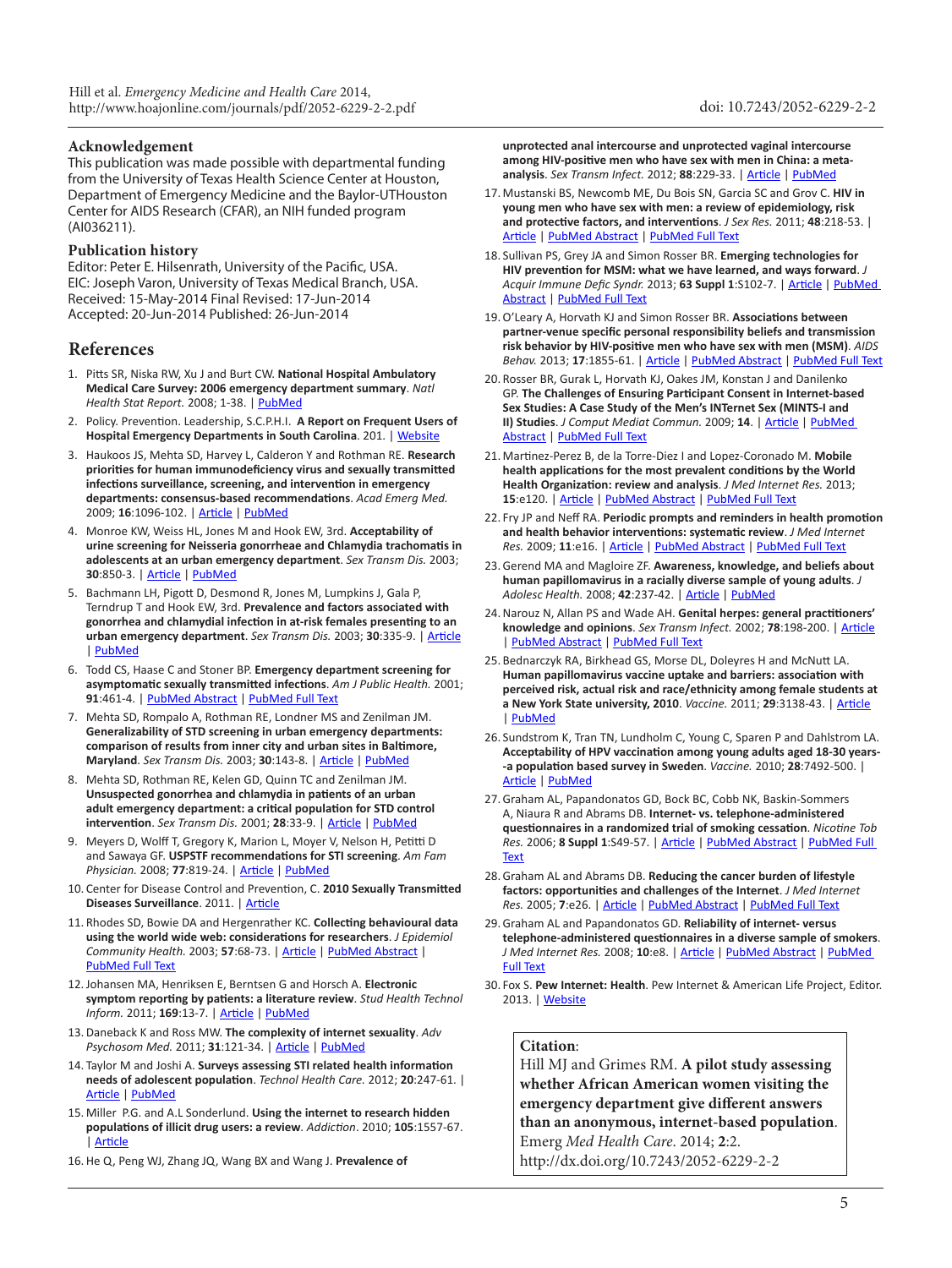## Acknowledgement

This publication was made possible with departmental funding from the University of Texas Health Science Center at Houston, Department of Emergency Medicine and the Baylor-UTHouston Center for AIDS Research (CFAR), an NIH funded program (AI036211).

## Publication history

Editor: Peter E. Hilsenrath, University of the Pacific, USA.
EIC: Joseph Varon, University of Texas Medical Branch, USA.
Received: 15-May-2014 Final Revised: 17-Jun-2014
Accepted: 20-Jun-2014 Published: 26-Jun-2014

## References

1. Pitts SR, Niska RW, Xu J and Burt CW. **National Hospital Ambulatory Medical Care Survey: 2006 emergency department summary**. *Natl Health Stat Report.* 2008; 1-38. | PubMed
2. Policy. Prevention. Leadership, S.C.P.H.I. **A Report on Frequent Users of Hospital Emergency Departments in South Carolina**. 201. | Website
3. Haukoos JS, Mehta SD, Harvey L, Calderon Y and Rothman RE. **Research priorities for human immunodeficiency virus and sexually transmitted infections surveillance, screening, and intervention in emergency departments: consensus-based recommendations**. *Acad Emerg Med.* 2009; **16**:1096-102. | Article | PubMed
4. Monroe KW, Weiss HL, Jones M and Hook EW, 3rd. **Acceptability of urine screening for Neisseria gonorrheae and Chlamydia trachomatis in adolescents at an urban emergency department**. *Sex Transm Dis.* 2003; **30**:850-3. | Article | PubMed
5. Bachmann LH, Pigott D, Desmond R, Jones M, Lumpkins J, Gala P, Terndrup T and Hook EW, 3rd. **Prevalence and factors associated with gonorrhea and chlamydial infection in at-risk females presenting to an urban emergency department**. *Sex Transm Dis.* 2003; **30**:335-9. | Article | PubMed
6. Todd CS, Haase C and Stoner BP. **Emergency department screening for asymptomatic sexually transmitted infections**. *Am J Public Health.* 2001; **91**:461-4. | PubMed Abstract | PubMed Full Text
7. Mehta SD, Rompalo A, Rothman RE, Londner MS and Zenilman JM. **Generalizability of STD screening in urban emergency departments: comparison of results from inner city and urban sites in Baltimore, Maryland**. *Sex Transm Dis.* 2003; **30**:143-8. | Article | PubMed
8. Mehta SD, Rothman RE, Kelen GD, Quinn TC and Zenilman JM. **Unsuspected gonorrhea and chlamydia in patients of an urban adult emergency department: a critical population for STD control intervention**. *Sex Transm Dis.* 2001; **28**:33-9. | Article | PubMed
9. Meyers D, Wolff T, Gregory K, Marion L, Moyer V, Nelson H, Petitti D and Sawaya GF. **USPSTF recommendations for STI screening**. *Am Fam Physician.* 2008; **77**:819-24. | Article | PubMed
10. Center for Disease Control and Prevention, C. **2010 Sexually Transmitted Diseases Surveillance**. 2011. | Article
11. Rhodes SD, Bowie DA and Hergenrather KC. **Collecting behavioural data using the world wide web: considerations for researchers**. *J Epidemiol Community Health.* 2003; **57**:68-73. | Article | PubMed Abstract | PubMed Full Text
12. Johansen MA, Henriksen E, Berntsen G and Horsch A. **Electronic symptom reporting by patients: a literature review**. *Stud Health Technol Inform.* 2011; **169**:13-7. | Article | PubMed
13. Daneback K and Ross MW. **The complexity of internet sexuality**. *Adv Psychosom Med.* 2011; **31**:121-34. | Article | PubMed
14. Taylor M and Joshi A. **Surveys assessing STI related health information needs of adolescent population**. *Technol Health Care.* 2012; **20**:247-61. | Article | PubMed
15. Miller P.G. and A.L Sonderlund. **Using the internet to research hidden populations of illicit drug users: a review**. *Addiction*. 2010; **105**:1557-67. | Article
16. He Q, Peng WJ, Zhang JQ, Wang BX and Wang J. **Prevalence of unprotected anal intercourse and unprotected vaginal intercourse among HIV-positive men who have sex with men in China: a meta-analysis**. *Sex Transm Infect.* 2012; **88**:229-33. | Article | PubMed
17. Mustanski BS, Newcomb ME, Du Bois SN, Garcia SC and Grov C. **HIV in young men who have sex with men: a review of epidemiology, risk and protective factors, and interventions**. *J Sex Res.* 2011; **48**:218-53. | Article | PubMed Abstract | PubMed Full Text
18. Sullivan PS, Grey JA and Simon Rosser BR. **Emerging technologies for HIV prevention for MSM: what we have learned, and ways forward**. *J Acquir Immune Defic Syndr.* 2013; **63 Suppl 1**:S102-7. | Article | PubMed Abstract | PubMed Full Text
19. O'Leary A, Horvath KJ and Simon Rosser BR. **Associations between partner-venue specific personal responsibility beliefs and transmission risk behavior by HIV-positive men who have sex with men (MSM)**. *AIDS Behav.* 2013; **17**:1855-61. | Article | PubMed Abstract | PubMed Full Text
20. Rosser BR, Gurak L, Horvath KJ, Oakes JM, Konstan J and Danilenko GP. **The Challenges of Ensuring Participant Consent in Internet-based Sex Studies: A Case Study of the Men's INTernet Sex (MINTS-I and II) Studies**. *J Comput Mediat Commun.* 2009; **14**. | Article | PubMed Abstract | PubMed Full Text
21. Martinez-Perez B, de la Torre-Diez I and Lopez-Coronado M. **Mobile health applications for the most prevalent conditions by the World Health Organization: review and analysis**. *J Med Internet Res.* 2013; **15**:e120. | Article | PubMed Abstract | PubMed Full Text
22. Fry JP and Neff RA. **Periodic prompts and reminders in health promotion and health behavior interventions: systematic review**. *J Med Internet Res.* 2009; **11**:e16. | Article | PubMed Abstract | PubMed Full Text
23. Gerend MA and Magloire ZF. **Awareness, knowledge, and beliefs about human papillomavirus in a racially diverse sample of young adults**. *J Adolesc Health.* 2008; **42**:237-42. | Article | PubMed
24. Narouz N, Allan PS and Wade AH. **Genital herpes: general practitioners' knowledge and opinions**. *Sex Transm Infect.* 2002; **78**:198-200. | Article | PubMed Abstract | PubMed Full Text
25. Bednarczyk RA, Birkhead GS, Morse DL, Doleyres H and McNutt LA. **Human papillomavirus vaccine uptake and barriers: association with perceived risk, actual risk and race/ethnicity among female students at a New York State university, 2010**. *Vaccine.* 2011; **29**:3138-43. | Article | PubMed
26. Sundstrom K, Tran TN, Lundholm C, Young C, Sparen P and Dahlstrom LA. **Acceptability of HPV vaccination among young adults aged 18-30 years--a population based survey in Sweden**. *Vaccine.* 2010; **28**:7492-500. | Article | PubMed
27. Graham AL, Papandonatos GD, Bock BC, Cobb NK, Baskin-Sommers A, Niaura R and Abrams DB. **Internet- vs. telephone-administered questionnaires in a randomized trial of smoking cessation**. *Nicotine Tob Res.* 2006; **8 Suppl 1**:S49-57. | Article | PubMed Abstract | PubMed Full Text
28. Graham AL and Abrams DB. **Reducing the cancer burden of lifestyle factors: opportunities and challenges of the Internet**. *J Med Internet Res.* 2005; **7**:e26. | Article | PubMed Abstract | PubMed Full Text
29. Graham AL and Papandonatos GD. **Reliability of internet- versus telephone-administered questionnaires in a diverse sample of smokers**. *J Med Internet Res.* 2008; **10**:e8. | Article | PubMed Abstract | PubMed Full Text
30. Fox S. **Pew Internet: Health**. Pew Internet & American Life Project, Editor. 2013. | Website

**Citation:**
Hill MJ and Grimes RM. **A pilot study assessing whether African American women visiting the emergency department give different answers than an anonymous, internet-based population**. Emerg *Med Health Care*. 2014; **2**:2.
http://dx.doi.org/10.7243/2052-6229-2-2